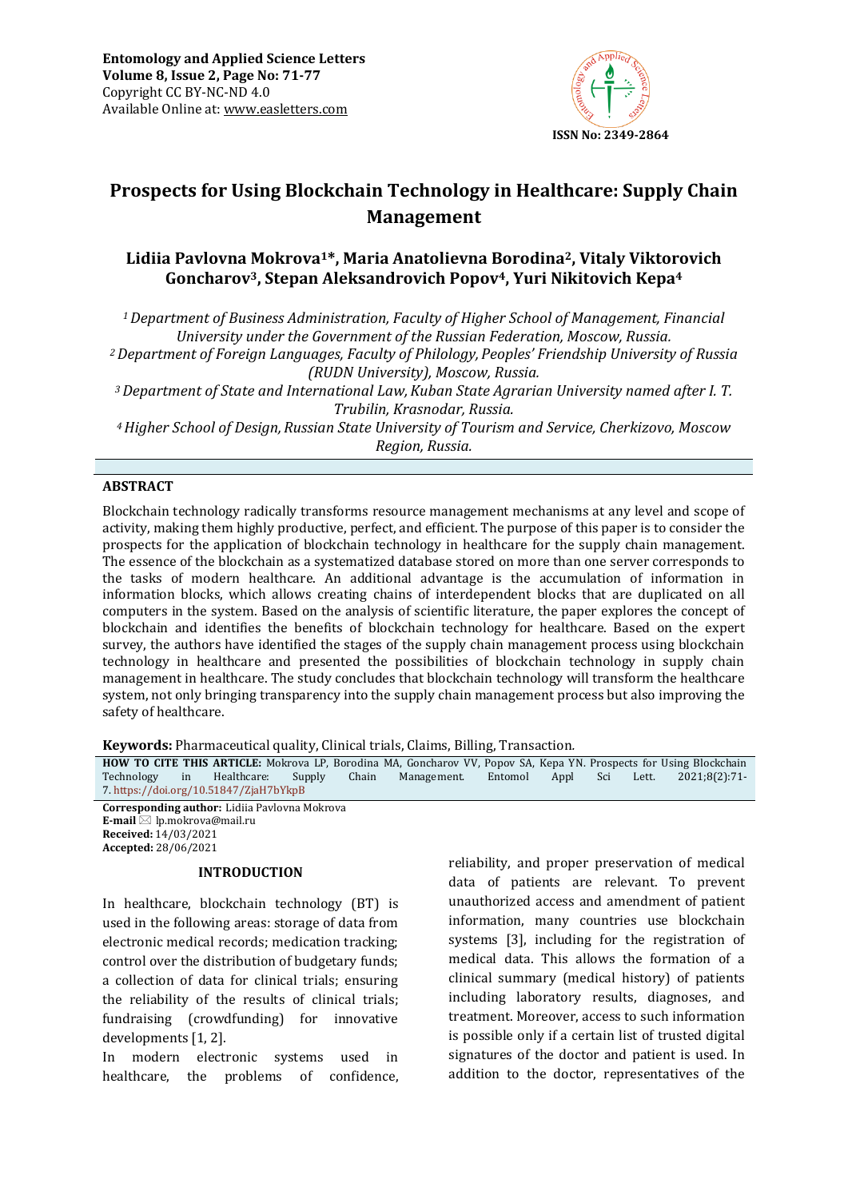Entomology and Applied Science Letters
Volume 8, Issue 2, Page No: 71-77
Copyright CC BY-NC-ND 4.0
Available Online at: www.easletters.com

ISSN No: 2349-2864

# Prospects for Using Blockchain Technology in Healthcare: Supply Chain Management

**Lidiia Pavlovna Mokrova[1]*, Maria Anatolievna Borodina[2], Vitaly Viktorovich Goncharov[3], Stepan Aleksandrovich Popov[4], Yuri Nikitovich Kepa[4]**

*[1] Department of Business Administration, Faculty of Higher School of Management, Financial University under the Government of the Russian Federation, Moscow, Russia.*
*[2] Department of Foreign Languages, Faculty of Philology, Peoples' Friendship University of Russia (RUDN University), Moscow, Russia.*
*[3] Department of State and International Law, Kuban State Agrarian University named after I. T. Trubilin, Krasnodar, Russia.*
*[4] Higher School of Design, Russian State University of Tourism and Service, Cherkizovo, Moscow Region, Russia.*

## ABSTRACT

Blockchain technology radically transforms resource management mechanisms at any level and scope of activity, making them highly productive, perfect, and efficient. The purpose of this paper is to consider the prospects for the application of blockchain technology in healthcare for the supply chain management. The essence of the blockchain as a systematized database stored on more than one server corresponds to the tasks of modern healthcare. An additional advantage is the accumulation of information in information blocks, which allows creating chains of interdependent blocks that are duplicated on all computers in the system. Based on the analysis of scientific literature, the paper explores the concept of blockchain and identifies the benefits of blockchain technology for healthcare. Based on the expert survey, the authors have identified the stages of the supply chain management process using blockchain technology in healthcare and presented the possibilities of blockchain technology in supply chain management in healthcare. The study concludes that blockchain technology will transform the healthcare system, not only bringing transparency into the supply chain management process but also improving the safety of healthcare.

**Keywords:** Pharmaceutical quality, Clinical trials, Claims, Billing, Transaction.

**HOW TO CITE THIS ARTICLE:** Mokrova LP, Borodina MA, Goncharov VV, Popov SA, Kepa YN. Prospects for Using Blockchain Technology in Healthcare: Supply Chain Management. Entomol Appl Sci Lett. 2021;8(2):71-7. https://doi.org/10.51847/ZjaH7bYkpB

**Corresponding author:** Lidiia Pavlovna Mokrova
**E-mail** lp.mokrova@mail.ru
**Received:** 14/03/2021
**Accepted:** 28/06/2021

## INTRODUCTION

In healthcare, blockchain technology (BT) is used in the following areas: storage of data from electronic medical records; medication tracking; control over the distribution of budgetary funds; a collection of data for clinical trials; ensuring the reliability of the results of clinical trials; fundraising (crowdfunding) for innovative developments [1, 2].

In modern electronic systems used in healthcare, the problems of confidence, reliability, and proper preservation of medical data of patients are relevant. To prevent unauthorized access and amendment of patient information, many countries use blockchain systems [3], including for the registration of medical data. This allows the formation of a clinical summary (medical history) of patients including laboratory results, diagnoses, and treatment. Moreover, access to such information is possible only if a certain list of trusted digital signatures of the doctor and patient is used. In addition to the doctor, representatives of the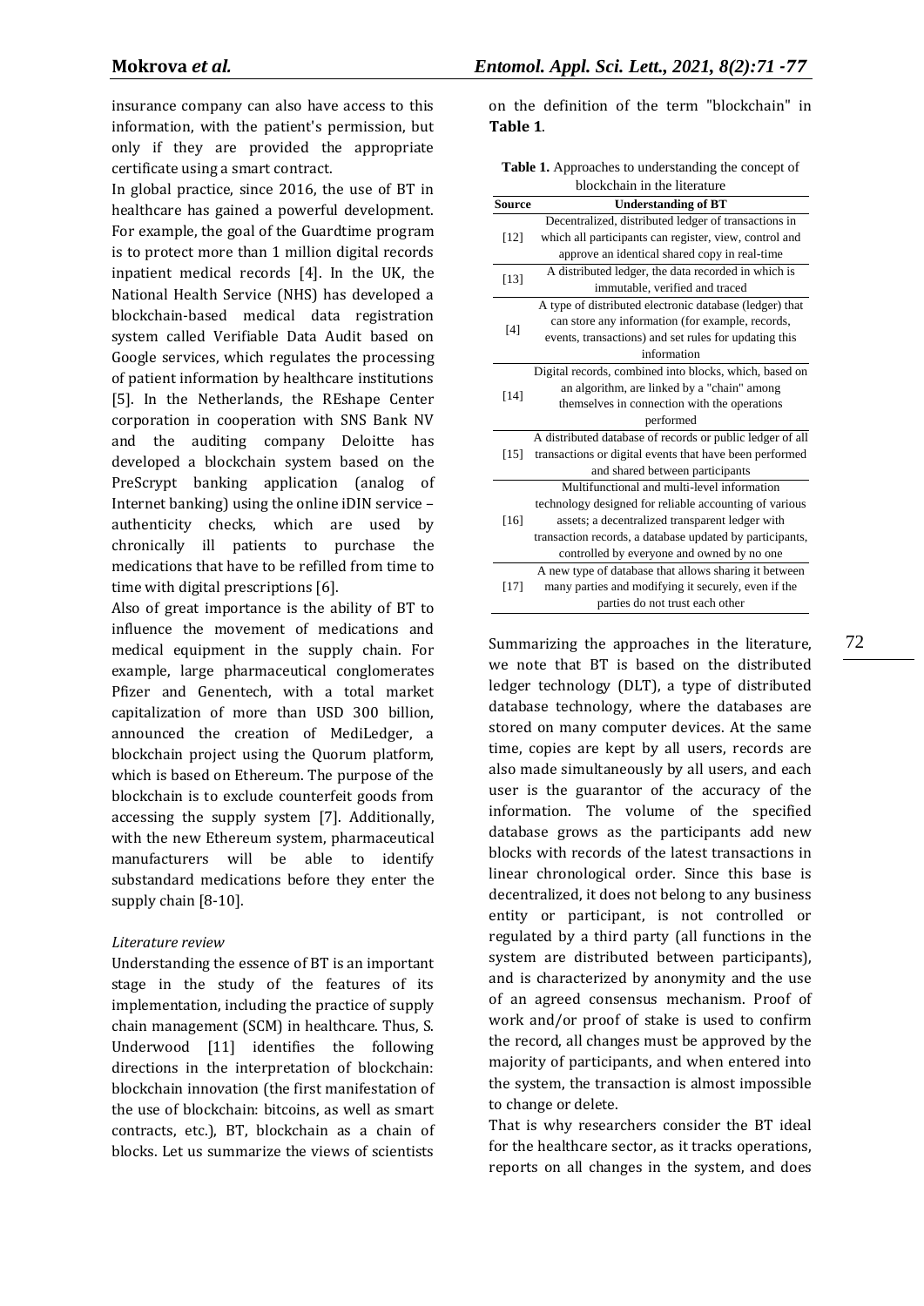insurance company can also have access to this information, with the patient's permission, but only if they are provided the appropriate certificate using a smart contract.

In global practice, since 2016, the use of BT in healthcare has gained a powerful development. For example, the goal of the Guardtime program is to protect more than 1 million digital records inpatient medical records [4]. In the UK, the National Health Service (NHS) has developed a blockchain-based medical data registration system called Verifiable Data Audit based on Google services, which regulates the processing of patient information by healthcare institutions [5]. In the Netherlands, the REshape Center corporation in cooperation with SNS Bank NV and the auditing company Deloitte has developed a blockchain system based on the PreScrypt banking application (analog of Internet banking) using the online iDIN service – authenticity checks, which are used by chronically ill patients to purchase the medications that have to be refilled from time to time with digital prescriptions [6].

Also of great importance is the ability of BT to influence the movement of medications and medical equipment in the supply chain. For example, large pharmaceutical conglomerates Pfizer and Genentech, with a total market capitalization of more than USD 300 billion, announced the creation of MediLedger, a blockchain project using the Quorum platform, which is based on Ethereum. The purpose of the blockchain is to exclude counterfeit goods from accessing the supply system [7]. Additionally, with the new Ethereum system, pharmaceutical manufacturers will be able to identify substandard medications before they enter the supply chain [8-10].

*Literature review*

Understanding the essence of BT is an important stage in the study of the features of its implementation, including the practice of supply chain management (SCM) in healthcare. Thus, S. Underwood [11] identifies the following directions in the interpretation of blockchain: blockchain innovation (the first manifestation of the use of blockchain: bitcoins, as well as smart contracts, etc.), BT, blockchain as a chain of blocks. Let us summarize the views of scientists on the definition of the term "blockchain" in **Table 1**.

**Table 1.** Approaches to understanding the concept of blockchain in the literature

| Source | Understanding of BT |
|---|---|
| [12] | Decentralized, distributed ledger of transactions in which all participants can register, view, control and approve an identical shared copy in real-time |
| [13] | A distributed ledger, the data recorded in which is immutable, verified and traced |
| [4] | A type of distributed electronic database (ledger) that can store any information (for example, records, events, transactions) and set rules for updating this information |
| [14] | Digital records, combined into blocks, which, based on an algorithm, are linked by a "chain" among themselves in connection with the operations performed |
| [15] | A distributed database of records or public ledger of all transactions or digital events that have been performed and shared between participants |
| [16] | Multifunctional and multi-level information technology designed for reliable accounting of various assets; a decentralized transparent ledger with transaction records, a database updated by participants, controlled by everyone and owned by no one |
| [17] | A new type of database that allows sharing it between many parties and modifying it securely, even if the parties do not trust each other |

Summarizing the approaches in the literature, we note that BT is based on the distributed ledger technology (DLT), a type of distributed database technology, where the databases are stored on many computer devices. At the same time, copies are kept by all users, records are also made simultaneously by all users, and each user is the guarantor of the accuracy of the information. The volume of the specified database grows as the participants add new blocks with records of the latest transactions in linear chronological order. Since this base is decentralized, it does not belong to any business entity or participant, is not controlled or regulated by a third party (all functions in the system are distributed between participants), and is characterized by anonymity and the use of an agreed consensus mechanism. Proof of work and/or proof of stake is used to confirm the record, all changes must be approved by the majority of participants, and when entered into the system, the transaction is almost impossible to change or delete.

That is why researchers consider the BT ideal for the healthcare sector, as it tracks operations, reports on all changes in the system, and does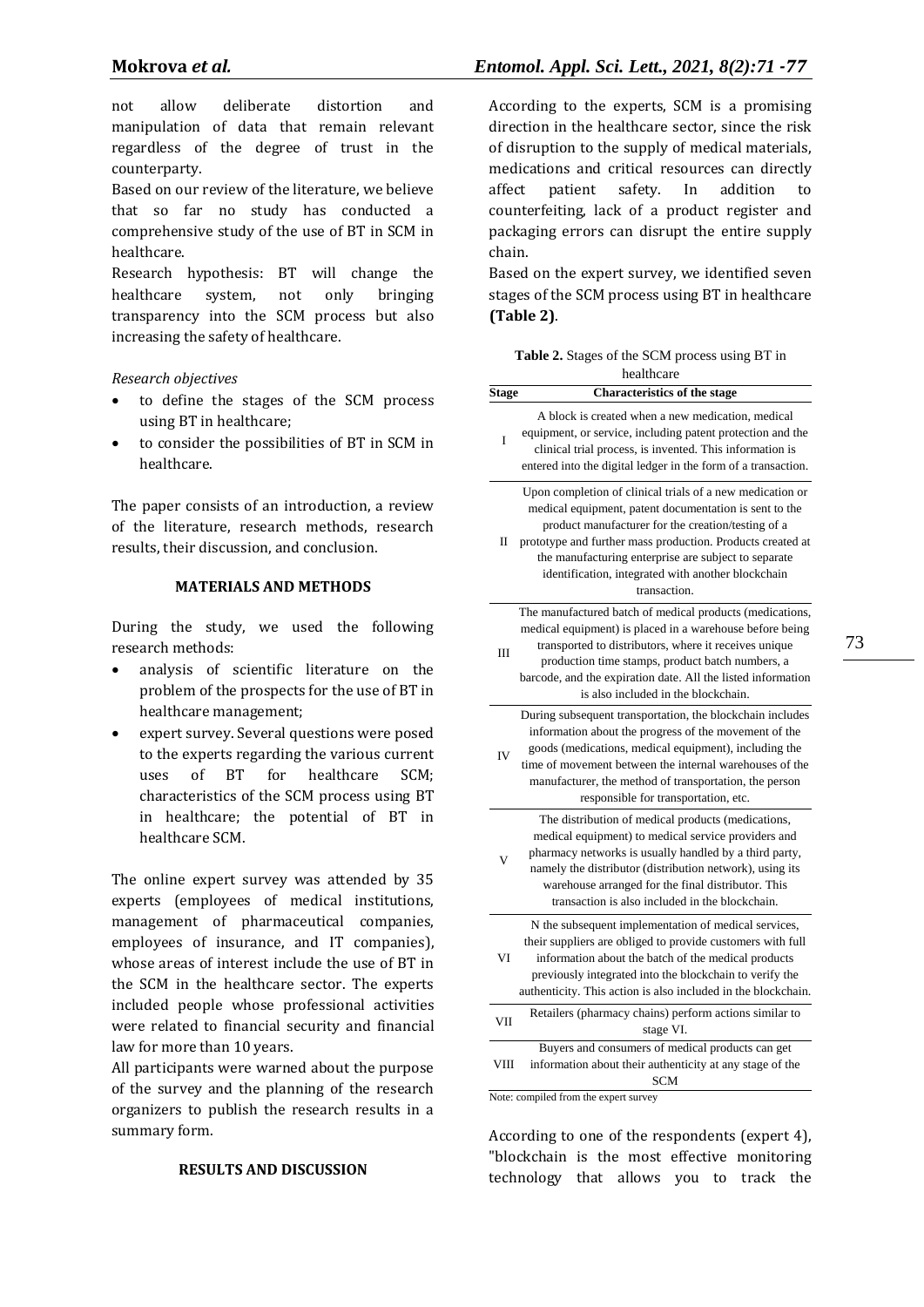not allow deliberate distortion and manipulation of data that remain relevant regardless of the degree of trust in the counterparty.

Based on our review of the literature, we believe that so far no study has conducted a comprehensive study of the use of BT in SCM in healthcare.

Research hypothesis: BT will change the healthcare system, not only bringing transparency into the SCM process but also increasing the safety of healthcare.

*Research objectives*

- to define the stages of the SCM process using BT in healthcare;
- to consider the possibilities of BT in SCM in healthcare.

The paper consists of an introduction, a review of the literature, research methods, research results, their discussion, and conclusion.

## MATERIALS AND METHODS

During the study, we used the following research methods:

- analysis of scientific literature on the problem of the prospects for the use of BT in healthcare management;
- expert survey. Several questions were posed to the experts regarding the various current uses of BT for healthcare SCM; characteristics of the SCM process using BT in healthcare; the potential of BT in healthcare SCM.

The online expert survey was attended by 35 experts (employees of medical institutions, management of pharmaceutical companies, employees of insurance, and IT companies), whose areas of interest include the use of BT in the SCM in the healthcare sector. The experts included people whose professional activities were related to financial security and financial law for more than 10 years.

All participants were warned about the purpose of the survey and the planning of the research organizers to publish the research results in a summary form.

## RESULTS AND DISCUSSION

According to the experts, SCM is a promising direction in the healthcare sector, since the risk of disruption to the supply of medical materials, medications and critical resources can directly affect patient safety. In addition to counterfeiting, lack of a product register and packaging errors can disrupt the entire supply chain.

Based on the expert survey, we identified seven stages of the SCM process using BT in healthcare **(Table 2)**.

**Table 2.** Stages of the SCM process using BT in healthcare

| Stage | Characteristics of the stage |
|---|---|
| I | A block is created when a new medication, medical equipment, or service, including patent protection and the clinical trial process, is invented. This information is entered into the digital ledger in the form of a transaction. |
| II | Upon completion of clinical trials of a new medication or medical equipment, patent documentation is sent to the product manufacturer for the creation/testing of a prototype and further mass production. Products created at the manufacturing enterprise are subject to separate identification, integrated with another blockchain transaction. |
| III | The manufactured batch of medical products (medications, medical equipment) is placed in a warehouse before being transported to distributors, where it receives unique production time stamps, product batch numbers, a barcode, and the expiration date. All the listed information is also included in the blockchain. |
| IV | During subsequent transportation, the blockchain includes information about the progress of the movement of the goods (medications, medical equipment), including the time of movement between the internal warehouses of the manufacturer, the method of transportation, the person responsible for transportation, etc. |
| V | The distribution of medical products (medications, medical equipment) to medical service providers and pharmacy networks is usually handled by a third party, namely the distributor (distribution network), using its warehouse arranged for the final distributor. This transaction is also included in the blockchain. |
| VI | N the subsequent implementation of medical services, their suppliers are obliged to provide customers with full information about the batch of the medical products previously integrated into the blockchain to verify the authenticity. This action is also included in the blockchain. |
| VII | Retailers (pharmacy chains) perform actions similar to stage VI. |
| VIII | Buyers and consumers of medical products can get information about their authenticity at any stage of the SCM |

Note: compiled from the expert survey

According to one of the respondents (expert 4), "blockchain is the most effective monitoring technology that allows you to track the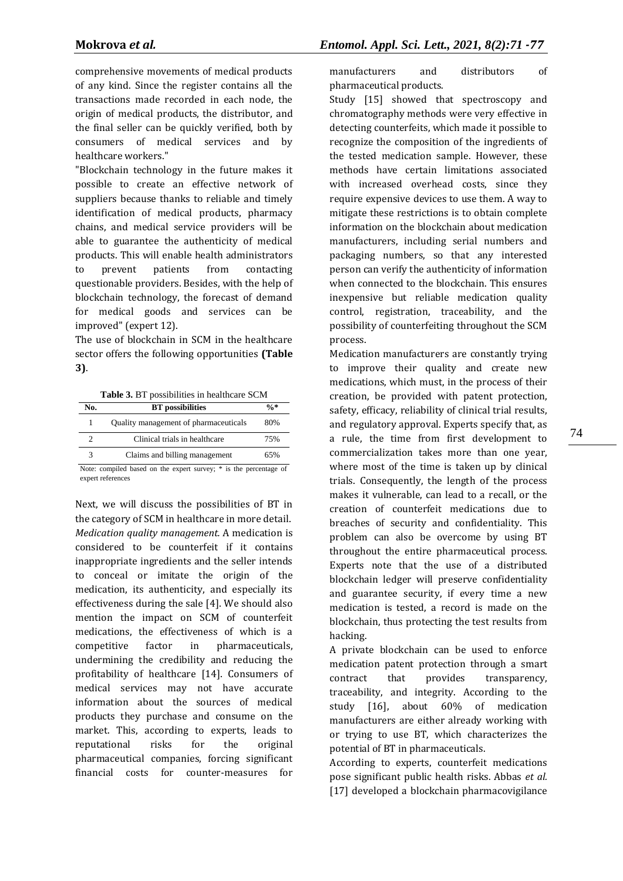comprehensive movements of medical products of any kind. Since the register contains all the transactions made recorded in each node, the origin of medical products, the distributor, and the final seller can be quickly verified, both by consumers of medical services and by healthcare workers."

"Blockchain technology in the future makes it possible to create an effective network of suppliers because thanks to reliable and timely identification of medical products, pharmacy chains, and medical service providers will be able to guarantee the authenticity of medical products. This will enable health administrators to prevent patients from contacting questionable providers. Besides, with the help of blockchain technology, the forecast of demand for medical goods and services can be improved" (expert 12).

The use of blockchain in SCM in the healthcare sector offers the following opportunities **(Table 3)**.

**Table 3.** BT possibilities in healthcare SCM

| No. | BT possibilities | %* |
|---|---|---|
| 1 | Quality management of pharmaceuticals | 80% |
| 2 | Clinical trials in healthcare | 75% |
| 3 | Claims and billing management | 65% |

Note: compiled based on the expert survey; * is the percentage of expert references

Next, we will discuss the possibilities of BT in the category of SCM in healthcare in more detail.

*Medication quality management.* A medication is considered to be counterfeit if it contains inappropriate ingredients and the seller intends to conceal or imitate the origin of the medication, its authenticity, and especially its effectiveness during the sale [4]. We should also mention the impact on SCM of counterfeit medications, the effectiveness of which is a competitive factor in pharmaceuticals, undermining the credibility and reducing the profitability of healthcare [14]. Consumers of medical services may not have accurate information about the sources of medical products they purchase and consume on the market. This, according to experts, leads to reputational risks for the original pharmaceutical companies, forcing significant financial costs for counter-measures for manufacturers and distributors of pharmaceutical products.

Study [15] showed that spectroscopy and chromatography methods were very effective in detecting counterfeits, which made it possible to recognize the composition of the ingredients of the tested medication sample. However, these methods have certain limitations associated with increased overhead costs, since they require expensive devices to use them. A way to mitigate these restrictions is to obtain complete information on the blockchain about medication manufacturers, including serial numbers and packaging numbers, so that any interested person can verify the authenticity of information when connected to the blockchain. This ensures inexpensive but reliable medication quality control, registration, traceability, and the possibility of counterfeiting throughout the SCM process.

Medication manufacturers are constantly trying to improve their quality and create new medications, which must, in the process of their creation, be provided with patent protection, safety, efficacy, reliability of clinical trial results, and regulatory approval. Experts specify that, as a rule, the time from first development to commercialization takes more than one year, where most of the time is taken up by clinical trials. Consequently, the length of the process makes it vulnerable, can lead to a recall, or the creation of counterfeit medications due to breaches of security and confidentiality. This problem can also be overcome by using BT throughout the entire pharmaceutical process. Experts note that the use of a distributed blockchain ledger will preserve confidentiality and guarantee security, if every time a new medication is tested, a record is made on the blockchain, thus protecting the test results from hacking.

A private blockchain can be used to enforce medication patent protection through a smart contract that provides transparency, traceability, and integrity. According to the study [16], about 60% of medication manufacturers are either already working with or trying to use BT, which characterizes the potential of BT in pharmaceuticals.

According to experts, counterfeit medications pose significant public health risks. Abbas *et al.* [17] developed a blockchain pharmacovigilance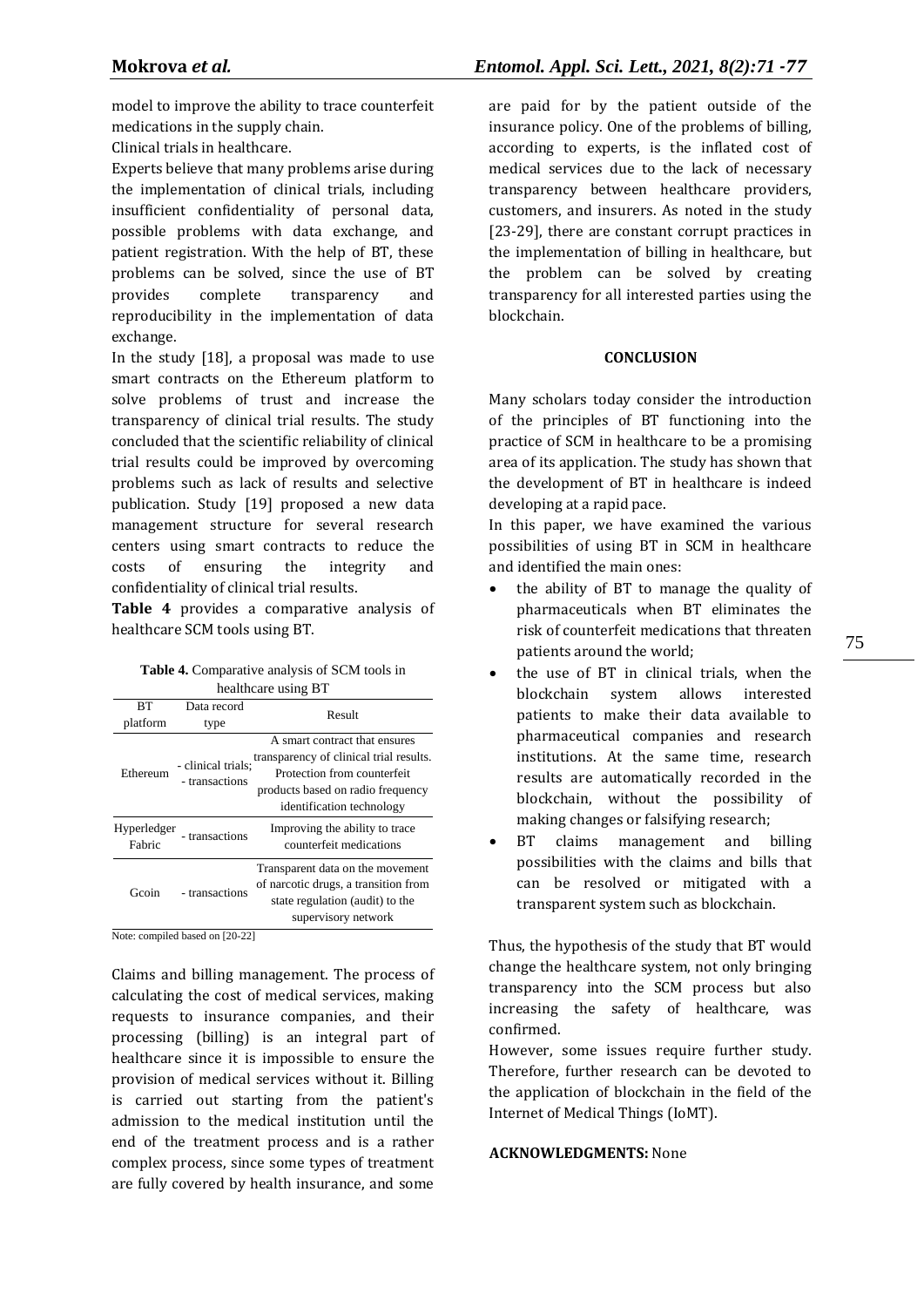model to improve the ability to trace counterfeit medications in the supply chain.

Clinical trials in healthcare.

Experts believe that many problems arise during the implementation of clinical trials, including insufficient confidentiality of personal data, possible problems with data exchange, and patient registration. With the help of BT, these problems can be solved, since the use of BT provides complete transparency and reproducibility in the implementation of data exchange.

In the study [18], a proposal was made to use smart contracts on the Ethereum platform to solve problems of trust and increase the transparency of clinical trial results. The study concluded that the scientific reliability of clinical trial results could be improved by overcoming problems such as lack of results and selective publication. Study [19] proposed a new data management structure for several research centers using smart contracts to reduce the costs of ensuring the integrity and confidentiality of clinical trial results.

**Table 4** provides a comparative analysis of healthcare SCM tools using BT.

**Table 4.** Comparative analysis of SCM tools in healthcare using BT

| BT platform | Data record type | Result |
|---|---|---|
| Ethereum | - clinical trials; - transactions | A smart contract that ensures transparency of clinical trial results. Protection from counterfeit products based on radio frequency identification technology |
| Hyperledger Fabric | - transactions | Improving the ability to trace counterfeit medications |
| Gcoin | - transactions | Transparent data on the movement of narcotic drugs, a transition from state regulation (audit) to the supervisory network |

Note: compiled based on [20-22]

Claims and billing management. The process of calculating the cost of medical services, making requests to insurance companies, and their processing (billing) is an integral part of healthcare since it is impossible to ensure the provision of medical services without it. Billing is carried out starting from the patient's admission to the medical institution until the end of the treatment process and is a rather complex process, since some types of treatment are fully covered by health insurance, and some are paid for by the patient outside of the insurance policy. One of the problems of billing, according to experts, is the inflated cost of medical services due to the lack of necessary transparency between healthcare providers, customers, and insurers. As noted in the study [23-29], there are constant corrupt practices in the implementation of billing in healthcare, but the problem can be solved by creating transparency for all interested parties using the blockchain.

## CONCLUSION

Many scholars today consider the introduction of the principles of BT functioning into the practice of SCM in healthcare to be a promising area of its application. The study has shown that the development of BT in healthcare is indeed developing at a rapid pace.

In this paper, we have examined the various possibilities of using BT in SCM in healthcare and identified the main ones:

- the ability of BT to manage the quality of pharmaceuticals when BT eliminates the risk of counterfeit medications that threaten patients around the world;
- the use of BT in clinical trials, when the blockchain system allows interested patients to make their data available to pharmaceutical companies and research institutions. At the same time, research results are automatically recorded in the blockchain, without the possibility of making changes or falsifying research;
- BT claims management and billing possibilities with the claims and bills that can be resolved or mitigated with a transparent system such as blockchain.

Thus, the hypothesis of the study that BT would change the healthcare system, not only bringing transparency into the SCM process but also increasing the safety of healthcare, was confirmed.

However, some issues require further study. Therefore, further research can be devoted to the application of blockchain in the field of the Internet of Medical Things (IoMT).

**ACKNOWLEDGMENTS:** None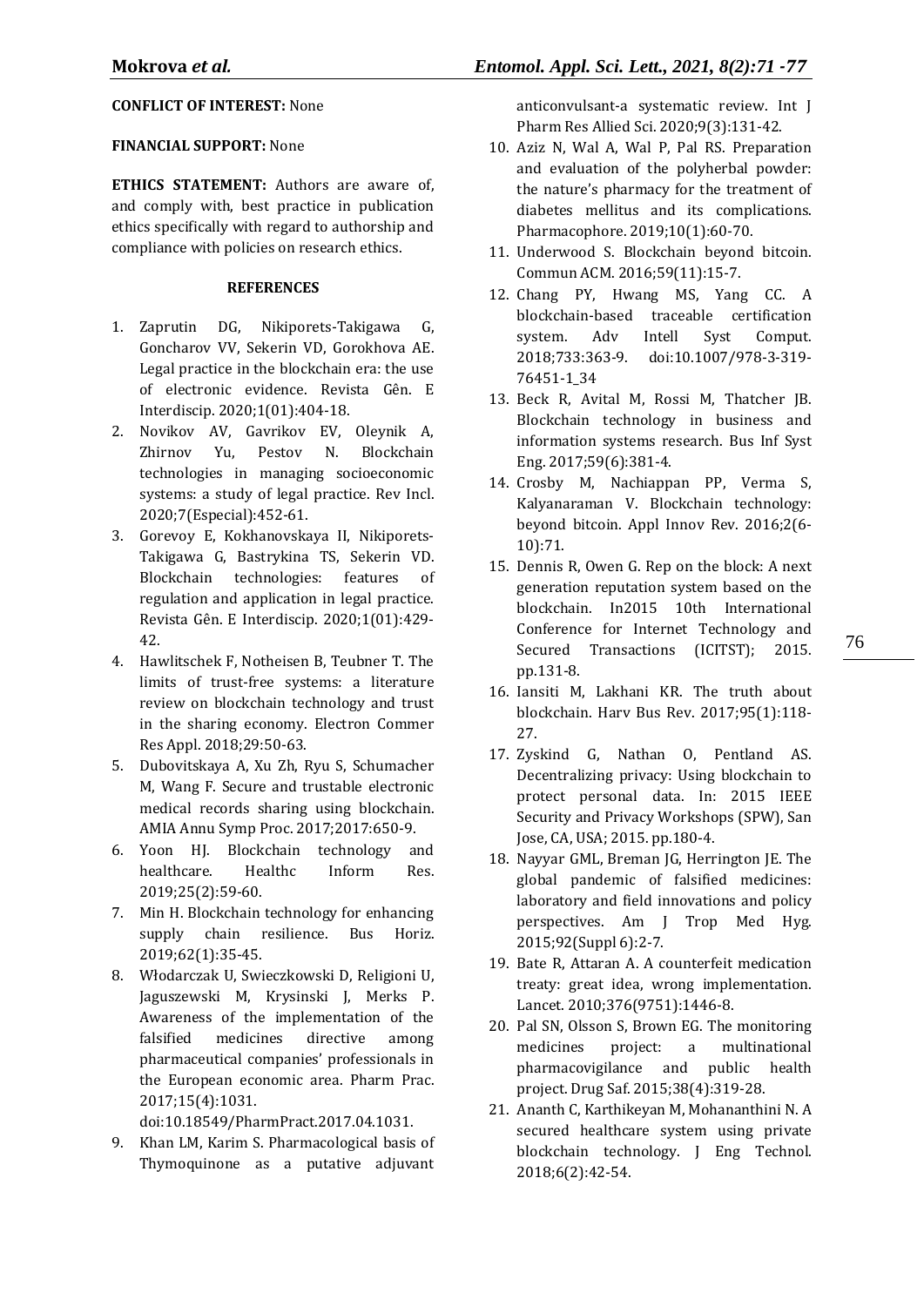**CONFLICT OF INTEREST:** None

**FINANCIAL SUPPORT:** None

**ETHICS STATEMENT:** Authors are aware of, and comply with, best practice in publication ethics specifically with regard to authorship and compliance with policies on research ethics.

## REFERENCES

1. Zaprutin DG, Nikiporets-Takigawa G, Goncharov VV, Sekerin VD, Gorokhova AE. Legal practice in the blockchain era: the use of electronic evidence. Revista Gên. E Interdiscip. 2020;1(01):404-18.
2. Novikov AV, Gavrikov EV, Oleynik A, Zhirnov Yu, Pestov N. Blockchain technologies in managing socioeconomic systems: a study of legal practice. Rev Incl. 2020;7(Especial):452-61.
3. Gorevoy E, Kokhanovskaya II, Nikiporets-Takigawa G, Bastrykina TS, Sekerin VD. Blockchain technologies: features of regulation and application in legal practice. Revista Gên. E Interdiscip. 2020;1(01):429-42.
4. Hawlitschek F, Notheisen B, Teubner T. The limits of trust-free systems: a literature review on blockchain technology and trust in the sharing economy. Electron Commer Res Appl. 2018;29:50-63.
5. Dubovitskaya A, Xu Zh, Ryu S, Schumacher M, Wang F. Secure and trustable electronic medical records sharing using blockchain. AMIA Annu Symp Proc. 2017;2017:650-9.
6. Yoon HJ. Blockchain technology and healthcare. Healthc Inform Res. 2019;25(2):59-60.
7. Min H. Blockchain technology for enhancing supply chain resilience. Bus Horiz. 2019;62(1):35-45.
8. Włodarczak U, Swieczkowski D, Religioni U, Jaguszewski M, Krysinski J, Merks P. Awareness of the implementation of the falsified medicines directive among pharmaceutical companies' professionals in the European economic area. Pharm Prac. 2017;15(4):1031. doi:10.18549/PharmPract.2017.04.1031.
9. Khan LM, Karim S. Pharmacological basis of Thymoquinone as a putative adjuvant anticonvulsant-a systematic review. Int J Pharm Res Allied Sci. 2020;9(3):131-42.
10. Aziz N, Wal A, Wal P, Pal RS. Preparation and evaluation of the polyherbal powder: the nature's pharmacy for the treatment of diabetes mellitus and its complications. Pharmacophore. 2019;10(1):60-70.
11. Underwood S. Blockchain beyond bitcoin. Commun ACM. 2016;59(11):15-7.
12. Chang PY, Hwang MS, Yang CC. A blockchain-based traceable certification system. Adv Intell Syst Comput. 2018;733:363-9. doi:10.1007/978-3-319-76451-1_34
13. Beck R, Avital M, Rossi M, Thatcher JB. Blockchain technology in business and information systems research. Bus Inf Syst Eng. 2017;59(6):381-4.
14. Crosby M, Nachiappan PP, Verma S, Kalyanaraman V. Blockchain technology: beyond bitcoin. Appl Innov Rev. 2016;2(6-10):71.
15. Dennis R, Owen G. Rep on the block: A next generation reputation system based on the blockchain. In2015 10th International Conference for Internet Technology and Secured Transactions (ICITST); 2015. pp.131-8.
16. Iansiti M, Lakhani KR. The truth about blockchain. Harv Bus Rev. 2017;95(1):118-27.
17. Zyskind G, Nathan O, Pentland AS. Decentralizing privacy: Using blockchain to protect personal data. In: 2015 IEEE Security and Privacy Workshops (SPW), San Jose, CA, USA; 2015. pp.180-4.
18. Nayyar GML, Breman JG, Herrington JE. The global pandemic of falsified medicines: laboratory and field innovations and policy perspectives. Am J Trop Med Hyg. 2015;92(Suppl 6):2-7.
19. Bate R, Attaran A. A counterfeit medication treaty: great idea, wrong implementation. Lancet. 2010;376(9751):1446-8.
20. Pal SN, Olsson S, Brown EG. The monitoring medicines project: a multinational pharmacovigilance and public health project. Drug Saf. 2015;38(4):319-28.
21. Ananth C, Karthikeyan M, Mohananthini N. A secured healthcare system using private blockchain technology. J Eng Technol. 2018;6(2):42-54.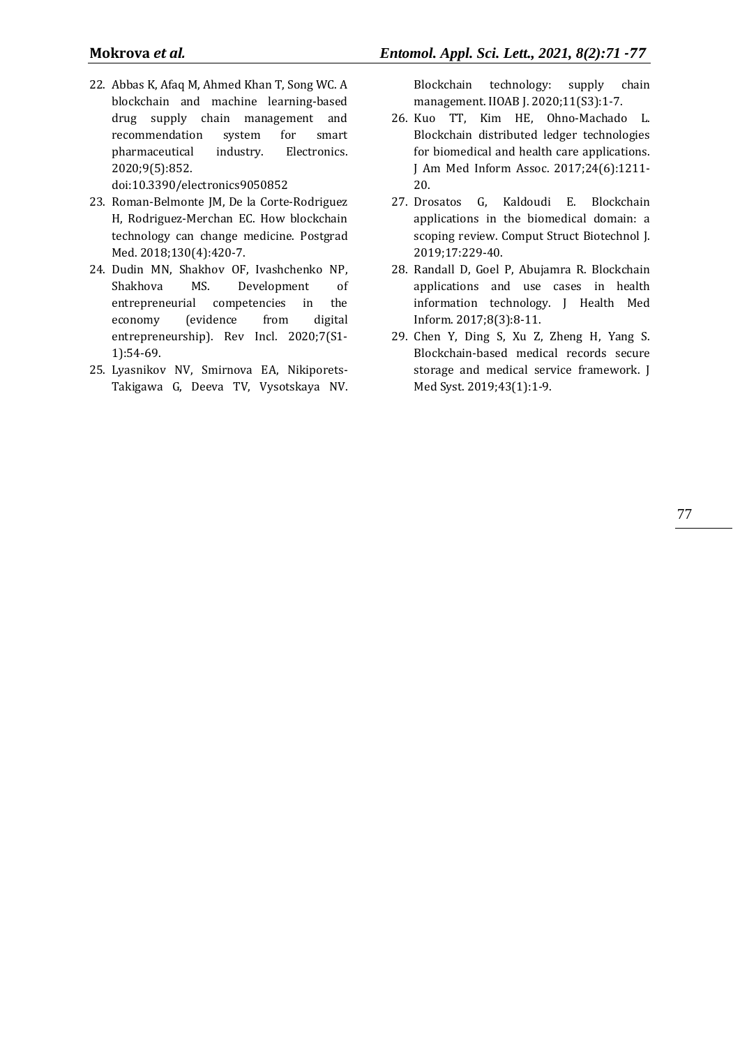22. Abbas K, Afaq M, Ahmed Khan T, Song WC. A blockchain and machine learning-based drug supply chain management and recommendation system for smart pharmaceutical industry. Electronics. 2020;9(5):852. doi:10.3390/electronics9050852
23. Roman-Belmonte JM, De la Corte-Rodriguez H, Rodriguez-Merchan EC. How blockchain technology can change medicine. Postgrad Med. 2018;130(4):420-7.
24. Dudin MN, Shakhov OF, Ivashchenko NP, Shakhova MS. Development of entrepreneurial competencies in the economy (evidence from digital entrepreneurship). Rev Incl. 2020;7(S1-1):54-69.
25. Lyasnikov NV, Smirnova EA, Nikiporets-Takigawa G, Deeva TV, Vysotskaya NV. Blockchain technology: supply chain management. IIOAB J. 2020;11(S3):1-7.
26. Kuo TT, Kim HE, Ohno-Machado L. Blockchain distributed ledger technologies for biomedical and health care applications. J Am Med Inform Assoc. 2017;24(6):1211-20.
27. Drosatos G, Kaldoudi E. Blockchain applications in the biomedical domain: a scoping review. Comput Struct Biotechnol J. 2019;17:229-40.
28. Randall D, Goel P, Abujamra R. Blockchain applications and use cases in health information technology. J Health Med Inform. 2017;8(3):8-11.
29. Chen Y, Ding S, Xu Z, Zheng H, Yang S. Blockchain-based medical records secure storage and medical service framework. J Med Syst. 2019;43(1):1-9.